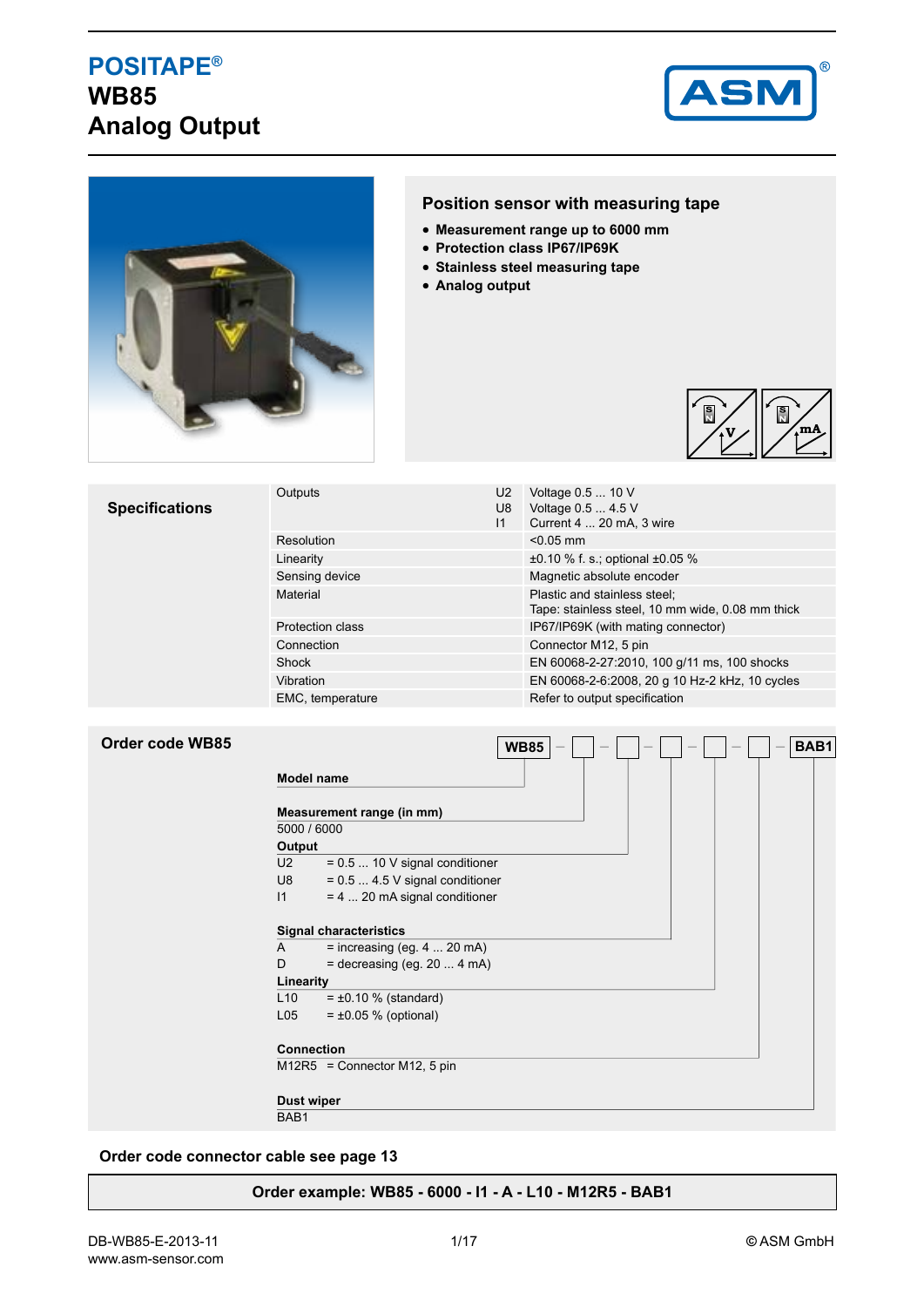# POSITAPE®
# WB85
# Analog Output

## Position sensor with measuring tape

- **Measurement range up to 6000 mm**
- **Protection class IP67/IP69K**
- **Stainless steel measuring tape**
- **Analog output**

## Specifications

| | | |
|---|---|---|
| Outputs | U2 | Voltage 0.5 ... 10 V |
| | U8 | Voltage 0.5 ... 4.5 V |
| | I1 | Current 4 ... 20 mA, 3 wire |
| Resolution | | <0.05 mm |
| Linearity | | ±0.10 % f. s.; optional ±0.05 % |
| Sensing device | | Magnetic absolute encoder |
| Material | | Plastic and stainless steel;<br>Tape: stainless steel, 10 mm wide, 0.08 mm thick |
| Protection class | | IP67/IP69K (with mating connector) |
| Connection | | Connector M12, 5 pin |
| Shock | | EN 60068-2-27:2010, 100 g/11 ms, 100 shocks |
| Vibration | | EN 60068-2-6:2008, 20 g 10 Hz-2 kHz, 10 cycles |
| EMC, temperature | | Refer to output specification |

## Order code WB85

**WB85** – ☐ – ☐ – ☐ – ☐ – ☐ – **BAB1**

**Model name**

**Measurement range (in mm)**
5000 / 6000

**Output**
U2 = 0.5 ... 10 V signal conditioner
U8 = 0.5 ... 4.5 V signal conditioner
I1 = 4 ... 20 mA signal conditioner

**Signal characteristics**
A = increasing (eg. 4 ... 20 mA)
D = decreasing (eg. 20 ... 4 mA)

**Linearity**
L10 = ±0.10 % (standard)
L05 = ±0.05 % (optional)

**Connection**
M12R5 = Connector M12, 5 pin

**Dust wiper**
BAB1

**Order code connector cable see page 13**

**Order example: WB85 - 6000 - I1 - A - L10 - M12R5 - BAB1**

DB-WB85-E-2013-11
www.asm-sensor.com
© ASM GmbH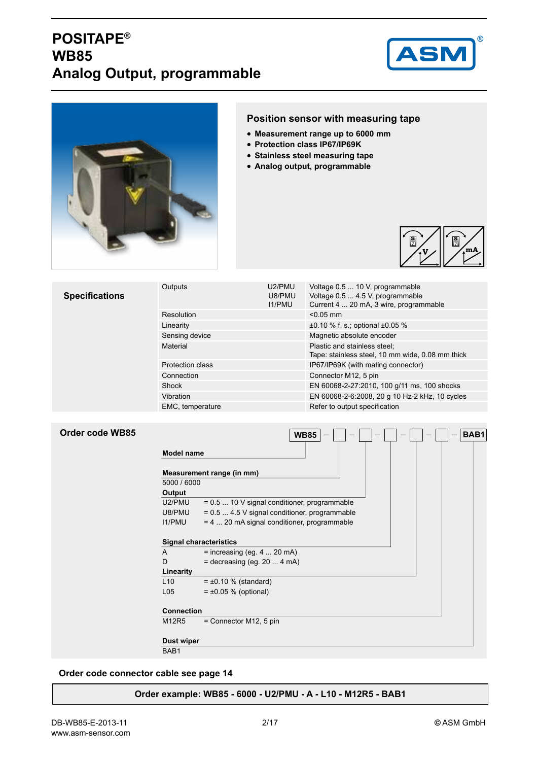# POSITAPE®
# WB85
# Analog Output, programmable

## Position sensor with measuring tape

- **Measurement range up to 6000 mm**
- **Protection class IP67/IP69K**
- **Stainless steel measuring tape**
- **Analog output, programmable**

## Specifications

| | | |
|---|---|---|
| Outputs | U2/PMU<br>U8/PMU<br>I1/PMU | Voltage 0.5 ... 10 V, programmable<br>Voltage 0.5 ... 4.5 V, programmable<br>Current 4 ... 20 mA, 3 wire, programmable |
| Resolution | | <0.05 mm |
| Linearity | | ±0.10 % f. s.; optional ±0.05 % |
| Sensing device | | Magnetic absolute encoder |
| Material | | Plastic and stainless steel;<br>Tape: stainless steel, 10 mm wide, 0.08 mm thick |
| Protection class | | IP67/IP69K (with mating connector) |
| Connection | | Connector M12, 5 pin |
| Shock | | EN 60068-2-27:2010, 100 g/11 ms, 100 shocks |
| Vibration | | EN 60068-2-6:2008, 20 g 10 Hz-2 kHz, 10 cycles |
| EMC, temperature | | Refer to output specification |

## Order code WB85

**WB85** – ☐ – ☐ – ☐ – ☐ – ☐ – **BAB1**

**Model name**

**Measurement range (in mm)**
5000 / 6000

**Output**
- U2/PMU = 0.5 ... 10 V signal conditioner, programmable
- U8/PMU = 0.5 ... 4.5 V signal conditioner, programmable
- I1/PMU = 4 ... 20 mA signal conditioner, programmable

**Signal characteristics**
- A = increasing (eg. 4 ... 20 mA)
- D = decreasing (eg. 20 ... 4 mA)

**Linearity**
- L10 = ±0.10 % (standard)
- L05 = ±0.05 % (optional)

**Connection**
- M12R5 = Connector M12, 5 pin

**Dust wiper**
BAB1

**Order code connector cable see page 14**

**Order example: WB85 - 6000 - U2/PMU - A - L10 - M12R5 - BAB1**

DB-WB85-E-2013-11
www.asm-sensor.com
© ASM GmbH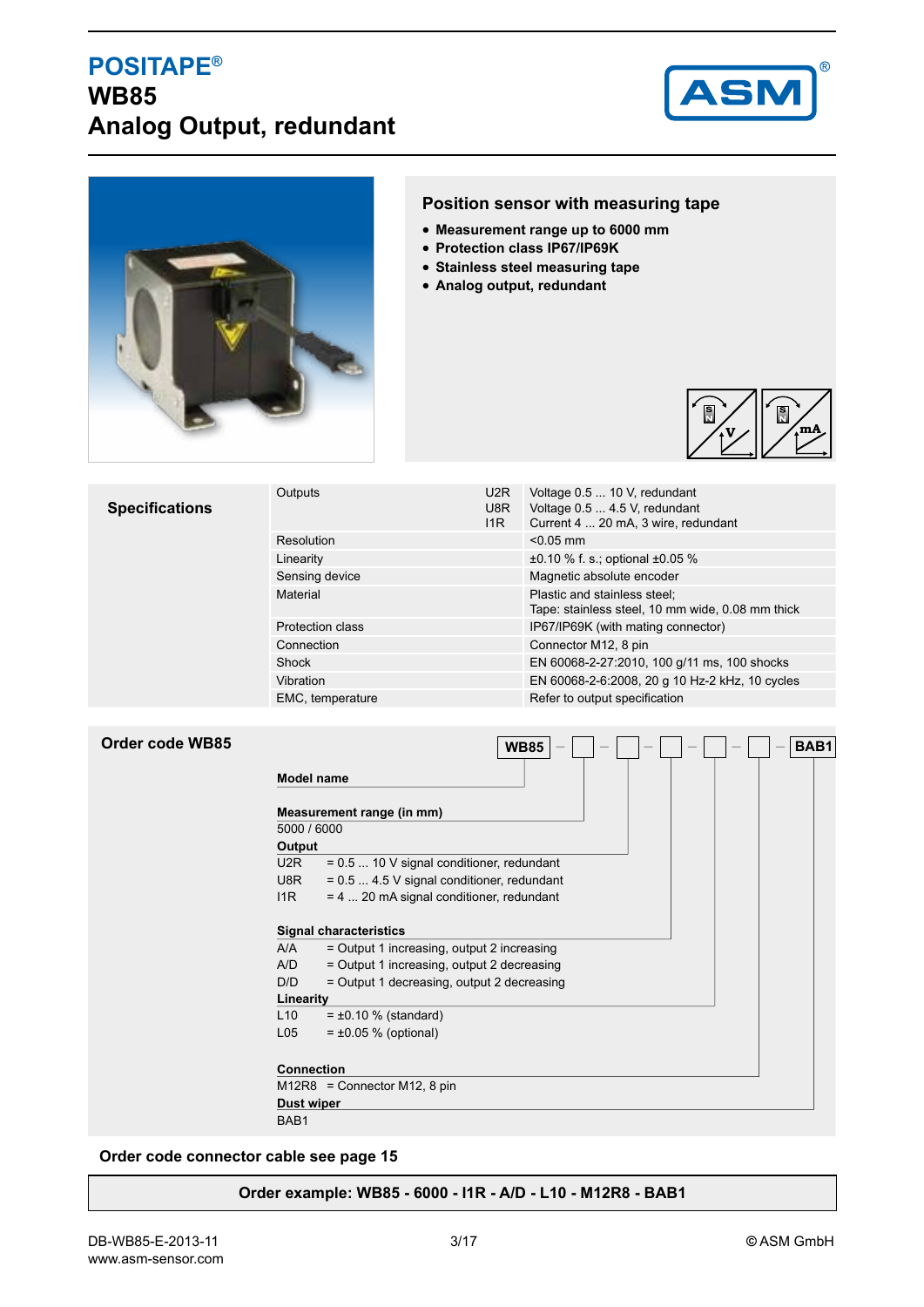# POSITAPE®
# WB85
# Analog Output, redundant

## Position sensor with measuring tape

- **Measurement range up to 6000 mm**
- **Protection class IP67/IP69K**
- **Stainless steel measuring tape**
- **Analog output, redundant**

## Specifications

| | | |
|---|---|---|
| Outputs | U2R | Voltage 0.5 ... 10 V, redundant |
| | U8R | Voltage 0.5 ... 4.5 V, redundant |
| | I1R | Current 4 ... 20 mA, 3 wire, redundant |
| Resolution | | <0.05 mm |
| Linearity | | ±0.10 % f. s.; optional ±0.05 % |
| Sensing device | | Magnetic absolute encoder |
| Material | | Plastic and stainless steel; Tape: stainless steel, 10 mm wide, 0.08 mm thick |
| Protection class | | IP67/IP69K (with mating connector) |
| Connection | | Connector M12, 8 pin |
| Shock | | EN 60068-2-27:2010, 100 g/11 ms, 100 shocks |
| Vibration | | EN 60068-2-6:2008, 20 g 10 Hz-2 kHz, 10 cycles |
| EMC, temperature | | Refer to output specification |

## Order code WB85

**WB85** – ☐ – ☐ – ☐ – ☐ – ☐ – **BAB1**

**Model name**

**Measurement range (in mm)**
5000 / 6000

**Output**
U2R = 0.5 ... 10 V signal conditioner, redundant
U8R = 0.5 ... 4.5 V signal conditioner, redundant
I1R = 4 ... 20 mA signal conditioner, redundant

**Signal characteristics**
A/A = Output 1 increasing, output 2 increasing
A/D = Output 1 increasing, output 2 decreasing
D/D = Output 1 decreasing, output 2 decreasing

**Linearity**
L10 = ±0.10 % (standard)
L05 = ±0.05 % (optional)

**Connection**
M12R8 = Connector M12, 8 pin

**Dust wiper**
BAB1

**Order code connector cable see page 15**

**Order example: WB85 - 6000 - I1R - A/D - L10 - M12R8 - BAB1**

DB-WB85-E-2013-11
www.asm-sensor.com
© ASM GmbH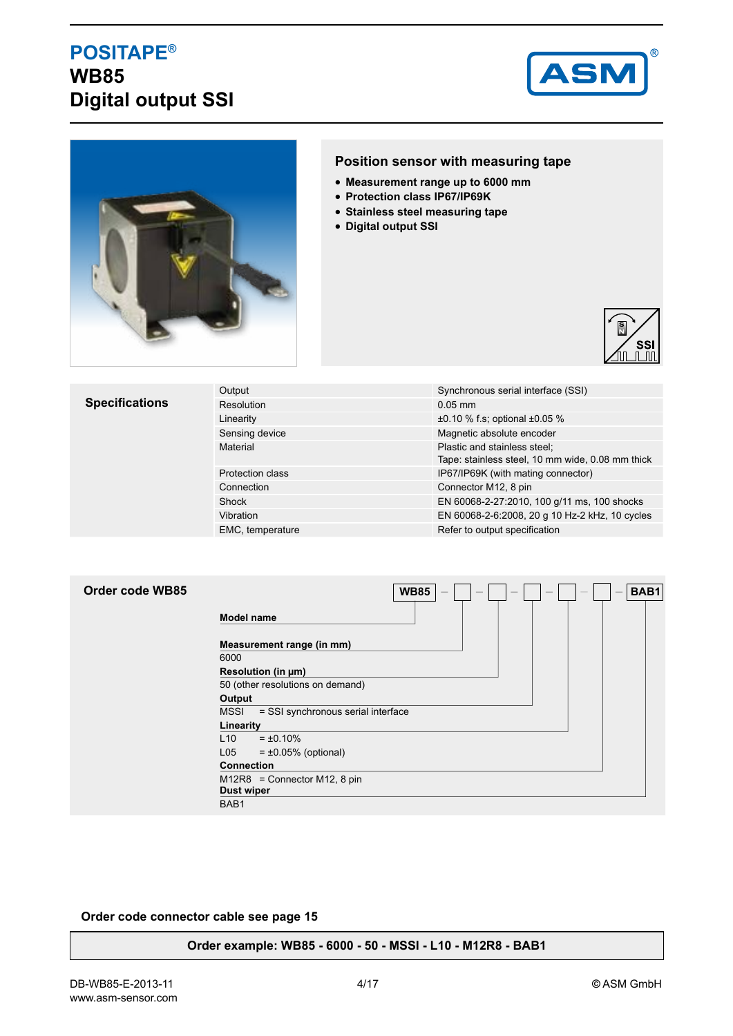# POSITAPE®
# WB85
# Digital output SSI

## Position sensor with measuring tape

- Measurement range up to 6000 mm
- Protection class IP67/IP69K
- Stainless steel measuring tape
- Digital output SSI

## Specifications

| | |
|---|---|
| Output | Synchronous serial interface (SSI) |
| Resolution | 0.05 mm |
| Linearity | ±0.10 % f.s; optional ±0.05 % |
| Sensing device | Magnetic absolute encoder |
| Material | Plastic and stainless steel;<br>Tape: stainless steel, 10 mm wide, 0.08 mm thick |
| Protection class | IP67/IP69K (with mating connector) |
| Connection | Connector M12, 8 pin |
| Shock | EN 60068-2-27:2010, 100 g/11 ms, 100 shocks |
| Vibration | EN 60068-2-6:2008, 20 g 10 Hz-2 kHz, 10 cycles |
| EMC, temperature | Refer to output specification |

## Order code WB85

WB85 – ☐ – ☐ – ☐ – ☐ – ☐ – BAB1

**Model name**

**Measurement range (in mm)**
6000

**Resolution (in µm)**
50 (other resolutions on demand)

**Output**
MSSI = SSI synchronous serial interface

**Linearity**
L10 = ±0.10%
L05 = ±0.05% (optional)

**Connection**
M12R8 = Connector M12, 8 pin

**Dust wiper**
BAB1

**Order code connector cable see page 15**

**Order example: WB85 - 6000 - 50 - MSSI - L10 - M12R8 - BAB1**

DB-WB85-E-2013-11
www.asm-sensor.com

© ASM GmbH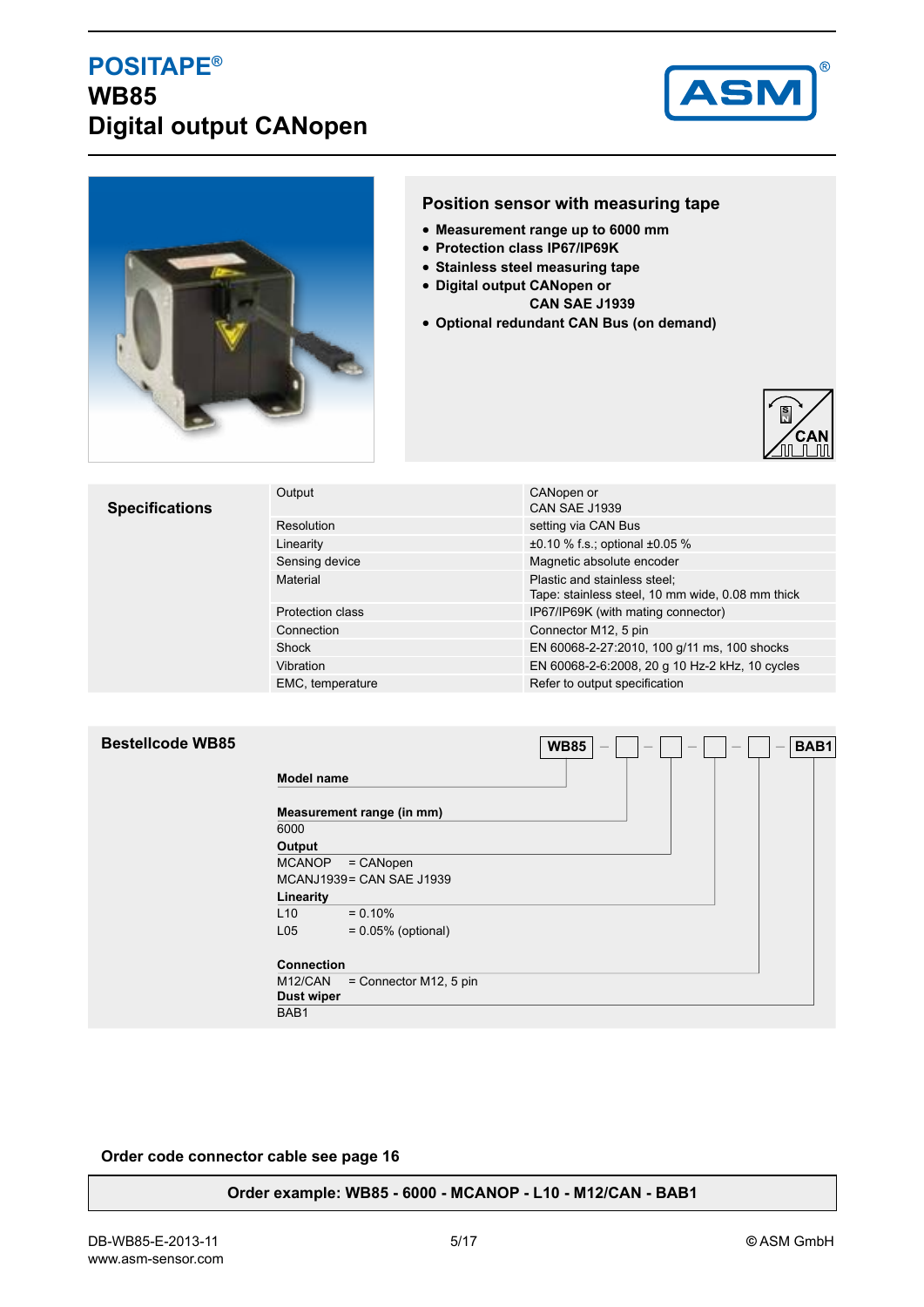# POSITAPE®

# WB85

# Digital output CANopen

## Position sensor with measuring tape

- **Measurement range up to 6000 mm**
- **Protection class IP67/IP69K**
- **Stainless steel measuring tape**
- **Digital output CANopen or CAN SAE J1939**
- **Optional redundant CAN Bus (on demand)**

## Specifications

| | |
|---|---|
| Output | CANopen or CAN SAE J1939 |
| Resolution | setting via CAN Bus |
| Linearity | ±0.10 % f.s.; optional ±0.05 % |
| Sensing device | Magnetic absolute encoder |
| Material | Plastic and stainless steel; Tape: stainless steel, 10 mm wide, 0.08 mm thick |
| Protection class | IP67/IP69K (with mating connector) |
| Connection | Connector M12, 5 pin |
| Shock | EN 60068-2-27:2010, 100 g/11 ms, 100 shocks |
| Vibration | EN 60068-2-6:2008, 20 g 10 Hz-2 kHz, 10 cycles |
| EMC, temperature | Refer to output specification |

## Bestellcode WB85

**WB85** – ☐ – ☐ – ☐ – ☐ – **BAB1**

**Model name**

**Measurement range (in mm)**
6000

**Output**
MCANOP = CANopen
MCANJ1939 = CAN SAE J1939

**Linearity**
L10 = 0.10%
L05 = 0.05% (optional)

**Connection**
M12/CAN = Connector M12, 5 pin

**Dust wiper**
BAB1

**Order code connector cable see page 16**

**Order example: WB85 - 6000 - MCANOP - L10 - M12/CAN - BAB1**

DB-WB85-E-2013-11
www.asm-sensor.com
© ASM GmbH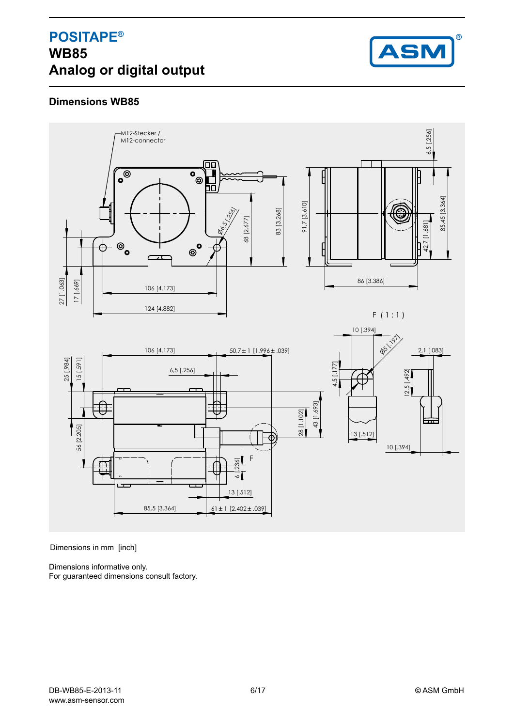# POSITAPE®
# WB85
# Analog or digital output

## Dimensions WB85

M12-Stecker / M12-connector

Dimensions in mm [inch]

Dimensions informative only.
For guaranteed dimensions consult factory.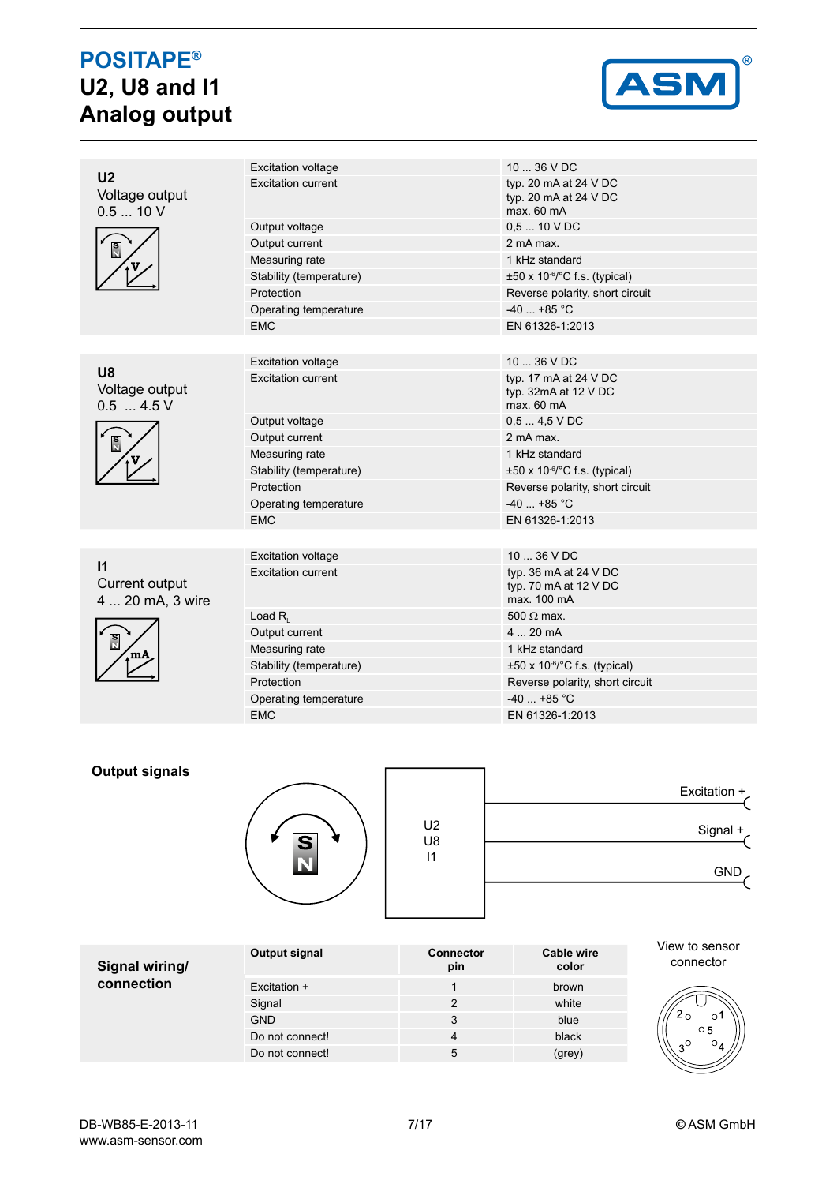# POSITAPE®
# U2, U8 and I1
# Analog output

## U2
Voltage output
0.5 ... 10 V

| | |
|---|---|
| Excitation voltage | 10 ... 36 V DC |
| Excitation current | typ. 20 mA at 24 V DC<br>typ. 20 mA at 24 V DC<br>max. 60 mA |
| Output voltage | 0,5 ... 10 V DC |
| Output current | 2 mA max. |
| Measuring rate | 1 kHz standard |
| Stability (temperature) | ±50 x $10^{-6}$/°C f.s. (typical) |
| Protection | Reverse polarity, short circuit |
| Operating temperature | -40 ... +85 °C |
| EMC | EN 61326-1:2013 |

## U8
Voltage output
0.5 ... 4.5 V

| | |
|---|---|
| Excitation voltage | 10 ... 36 V DC |
| Excitation current | typ. 17 mA at 24 V DC<br>typ. 32mA at 12 V DC<br>max. 60 mA |
| Output voltage | 0,5 ... 4,5 V DC |
| Output current | 2 mA max. |
| Measuring rate | 1 kHz standard |
| Stability (temperature) | ±50 x $10^{-6}$/°C f.s. (typical) |
| Protection | Reverse polarity, short circuit |
| Operating temperature | -40 ... +85 °C |
| EMC | EN 61326-1:2013 |

## I1
Current output
4 ... 20 mA, 3 wire

| | |
|---|---|
| Excitation voltage | 10 ... 36 V DC |
| Excitation current | typ. 36 mA at 24 V DC<br>typ. 70 mA at 12 V DC<br>max. 100 mA |
| Load $R_L$ | 500 Ω max. |
| Output current | 4 ... 20 mA |
| Measuring rate | 1 kHz standard |
| Stability (temperature) | ±50 x $10^{-6}$/°C f.s. (typical) |
| Protection | Reverse polarity, short circuit |
| Operating temperature | -40 ... +85 °C |
| EMC | EN 61326-1:2013 |

## Output signals

U2
U8
I1

Excitation +
Signal +
GND

## Signal wiring/ connection

| Output signal | Connector pin | Cable wire color |
|---|---|---|
| Excitation + | 1 | brown |
| Signal | 2 | white |
| GND | 3 | blue |
| Do not connect! | 4 | black |
| Do not connect! | 5 | (grey) |

View to sensor connector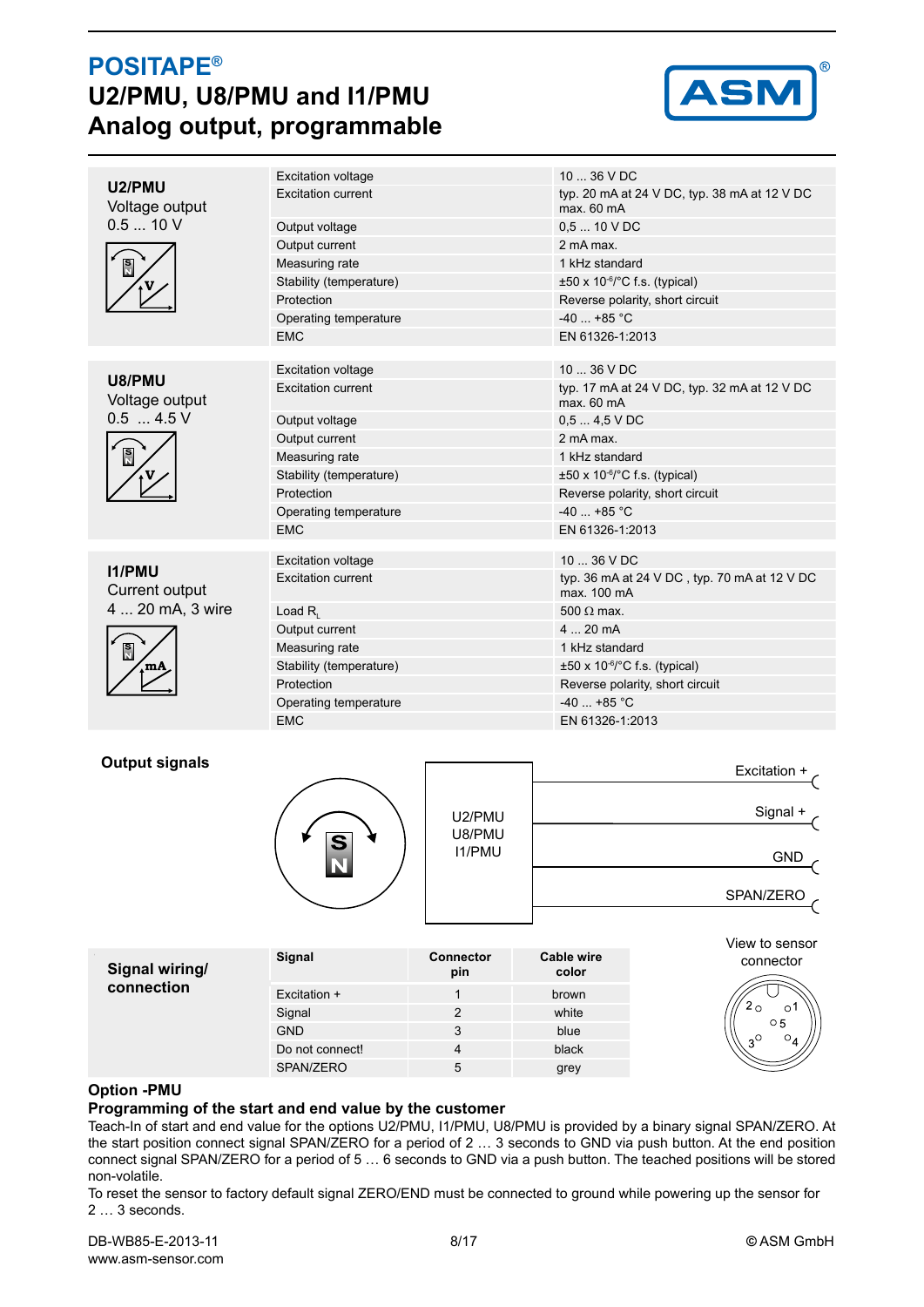# POSITAPE®

## U2/PMU, U8/PMU and I1/PMU
## Analog output, programmable

### U2/PMU
Voltage output
0.5 ... 10 V

| | |
|---|---|
| Excitation voltage | 10 ... 36 V DC |
| Excitation current | typ. 20 mA at 24 V DC, typ. 38 mA at 12 V DC max. 60 mA |
| Output voltage | 0,5 ... 10 V DC |
| Output current | 2 mA max. |
| Measuring rate | 1 kHz standard |
| Stability (temperature) | ±50 x $10^{-6}$/°C f.s. (typical) |
| Protection | Reverse polarity, short circuit |
| Operating temperature | -40 ... +85 °C |
| EMC | EN 61326-1:2013 |

### U8/PMU
Voltage output
0.5 ... 4.5 V

| | |
|---|---|
| Excitation voltage | 10 ... 36 V DC |
| Excitation current | typ. 17 mA at 24 V DC, typ. 32 mA at 12 V DC max. 60 mA |
| Output voltage | 0,5 ... 4,5 V DC |
| Output current | 2 mA max. |
| Measuring rate | 1 kHz standard |
| Stability (temperature) | ±50 x $10^{-6}$/°C f.s. (typical) |
| Protection | Reverse polarity, short circuit |
| Operating temperature | -40 ... +85 °C |
| EMC | EN 61326-1:2013 |

### I1/PMU
Current output
4 ... 20 mA, 3 wire

| | |
|---|---|
| Excitation voltage | 10 ... 36 V DC |
| Excitation current | typ. 36 mA at 24 V DC , typ. 70 mA at 12 V DC max. 100 mA |
| Load $R_L$ | 500 Ω max. |
| Output current | 4 ... 20 mA |
| Measuring rate | 1 kHz standard |
| Stability (temperature) | ±50 x $10^{-6}$/°C f.s. (typical) |
| Protection | Reverse polarity, short circuit |
| Operating temperature | -40 ... +85 °C |
| EMC | EN 61326-1:2013 |

### Output signals

U2/PMU
U8/PMU
I1/PMU

Excitation +
Signal +
GND
SPAN/ZERO

### Signal wiring/ connection

| Signal | Connector pin | Cable wire color |
|---|---|---|
| Excitation + | 1 | brown |
| Signal | 2 | white |
| GND | 3 | blue |
| Do not connect! | 4 | black |
| SPAN/ZERO | 5 | grey |

View to sensor connector

### Option -PMU
**Programming of the start and end value by the customer**

Teach-In of start and end value for the options U2/PMU, I1/PMU, U8/PMU is provided by a binary signal SPAN/ZERO. At the start position connect signal SPAN/ZERO for a period of 2 … 3 seconds to GND via push button. At the end position connect signal SPAN/ZERO for a period of 5 … 6 seconds to GND via a push button. The teached positions will be stored non-volatile.

To reset the sensor to factory default signal ZERO/END must be connected to ground while powering up the sensor for 2 … 3 seconds.

DB-WB85-E-2013-11
www.asm-sensor.com
© ASM GmbH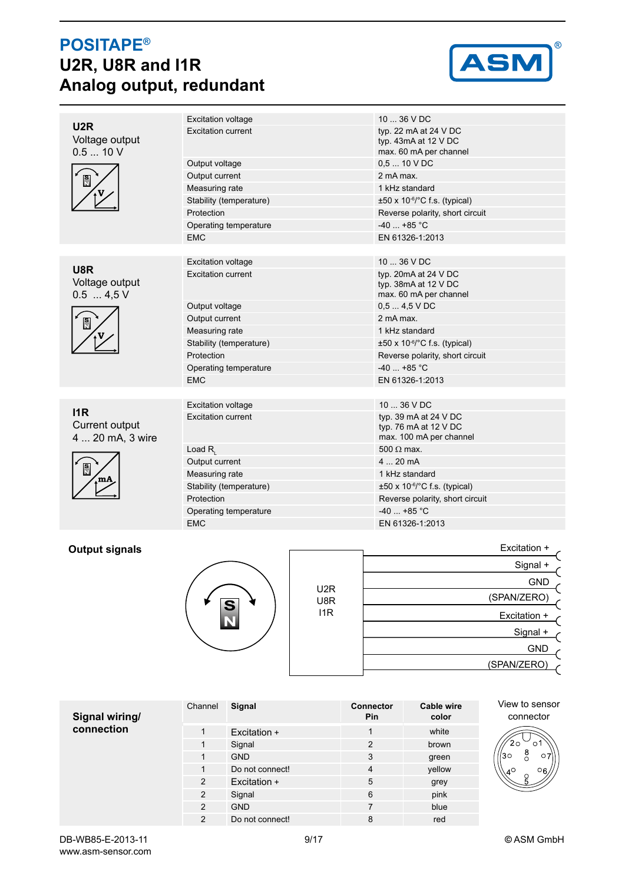# POSITAPE®

## U2R, U8R and I1R
## Analog output, redundant

### U2R
Voltage output
0.5 ... 10 V

| Parameter | Value |
|---|---|
| Excitation voltage | 10 ... 36 V DC |
| Excitation current | typ. 22 mA at 24 V DC<br>typ. 43mA at 12 V DC<br>max. 60 mA per channel |
| Output voltage | 0,5 ... 10 V DC |
| Output current | 2 mA max. |
| Measuring rate | 1 kHz standard |
| Stability (temperature) | ±50 x $10^{-6}$/°C f.s. (typical) |
| Protection | Reverse polarity, short circuit |
| Operating temperature | -40 ... +85 °C |
| EMC | EN 61326-1:2013 |

### U8R
Voltage output
0.5 ... 4,5 V

| Parameter | Value |
|---|---|
| Excitation voltage | 10 ... 36 V DC |
| Excitation current | typ. 20mA at 24 V DC<br>typ. 38mA at 12 V DC<br>max. 60 mA per channel |
| Output voltage | 0,5 ... 4,5 V DC |
| Output current | 2 mA max. |
| Measuring rate | 1 kHz standard |
| Stability (temperature) | ±50 x $10^{-6}$/°C f.s. (typical) |
| Protection | Reverse polarity, short circuit |
| Operating temperature | -40 ... +85 °C |
| EMC | EN 61326-1:2013 |

### I1R
Current output
4 ... 20 mA, 3 wire

| Parameter | Value |
|---|---|
| Excitation voltage | 10 ... 36 V DC |
| Excitation current | typ. 39 mA at 24 V DC<br>typ. 76 mA at 12 V DC<br>max. 100 mA per channel |
| Load $R_L$ | 500 Ω max. |
| Output current | 4 ... 20 mA |
| Measuring rate | 1 kHz standard |
| Stability (temperature) | ±50 x $10^{-6}$/°C f.s. (typical) |
| Protection | Reverse polarity, short circuit |
| Operating temperature | -40 ... +85 °C |
| EMC | EN 61326-1:2013 |

### Output signals

U2R / U8R / I1R

- Excitation +
- Signal +
- GND
- (SPAN/ZERO)
- Excitation +
- Signal +
- GND
- (SPAN/ZERO)

### Signal wiring/ connection

| Channel | Signal | Connector Pin | Cable wire color |
|---|---|---|---|
| 1 | Excitation + | 1 | white |
| 1 | Signal | 2 | brown |
| 1 | GND | 3 | green |
| 1 | Do not connect! | 4 | yellow |
| 2 | Excitation + | 5 | grey |
| 2 | Signal | 6 | pink |
| 2 | GND | 7 | blue |
| 2 | Do not connect! | 8 | red |

View to sensor connector

DB-WB85-E-2013-11
www.asm-sensor.com

© ASM GmbH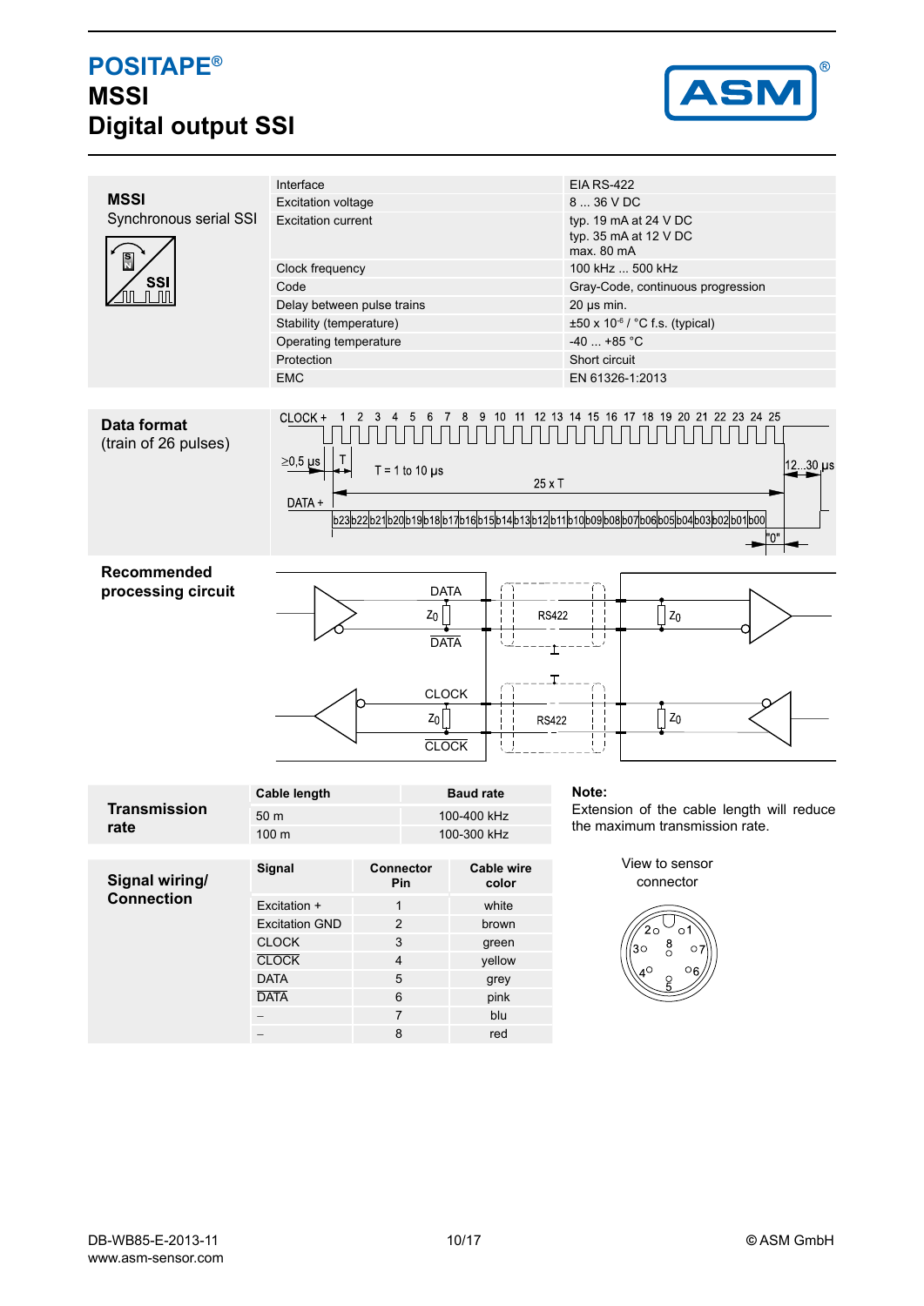# POSITAPE®

# MSSI

# Digital output SSI

**MSSI**
Synchronous serial SSI

| | |
|---|---|
| Interface | EIA RS-422 |
| Excitation voltage | 8 ... 36 V DC |
| Excitation current | typ. 19 mA at 24 V DC<br>typ. 35 mA at 12 V DC<br>max. 80 mA |
| Clock frequency | 100 kHz ... 500 kHz |
| Code | Gray-Code, continuous progression |
| Delay between pulse trains | 20 µs min. |
| Stability (temperature) | ±50 x $10^{-6}$ / °C f.s. (typical) |
| Operating temperature | -40 ... +85 °C |
| Protection | Short circuit |
| EMC | EN 61326-1:2013 |

**Data format**
(train of 26 pulses)

CLOCK + 1 2 3 4 5 6 7 8 9 10 11 12 13 14 15 16 17 18 19 20 21 22 23 24 25

≥0,5 µs T T = 1 to 10 µs 25 x T 12...30 µs

DATA + b23 b22 b21 b20 b19 b18 b17 b16 b15 b14 b13 b12 b11 b10 b09 b08 b07 b06 b05 b04 b03 b02 b01 b00 "0"

**Recommended processing circuit**

DATA, $Z_0$, $\overline{\text{DATA}}$, RS422, CLOCK, $Z_0$, $\overline{\text{CLOCK}}$, RS422, $Z_0$, $Z_0$

**Transmission rate**

| Cable length | Baud rate |
|---|---|
| 50 m | 100-400 kHz |
| 100 m | 100-300 kHz |

**Note:**
Extension of the cable length will reduce the maximum transmission rate.

**Signal wiring/ Connection**

| Signal | Connector Pin | Cable wire color |
|---|---|---|
| Excitation + | 1 | white |
| Excitation GND | 2 | brown |
| CLOCK | 3 | green |
| $\overline{\text{CLOCK}}$ | 4 | yellow |
| DATA | 5 | grey |
| $\overline{\text{DATA}}$ | 6 | pink |
| – | 7 | blu |
| – | 8 | red |

View to sensor connector

DB-WB85-E-2013-11
www.asm-sensor.com

© ASM GmbH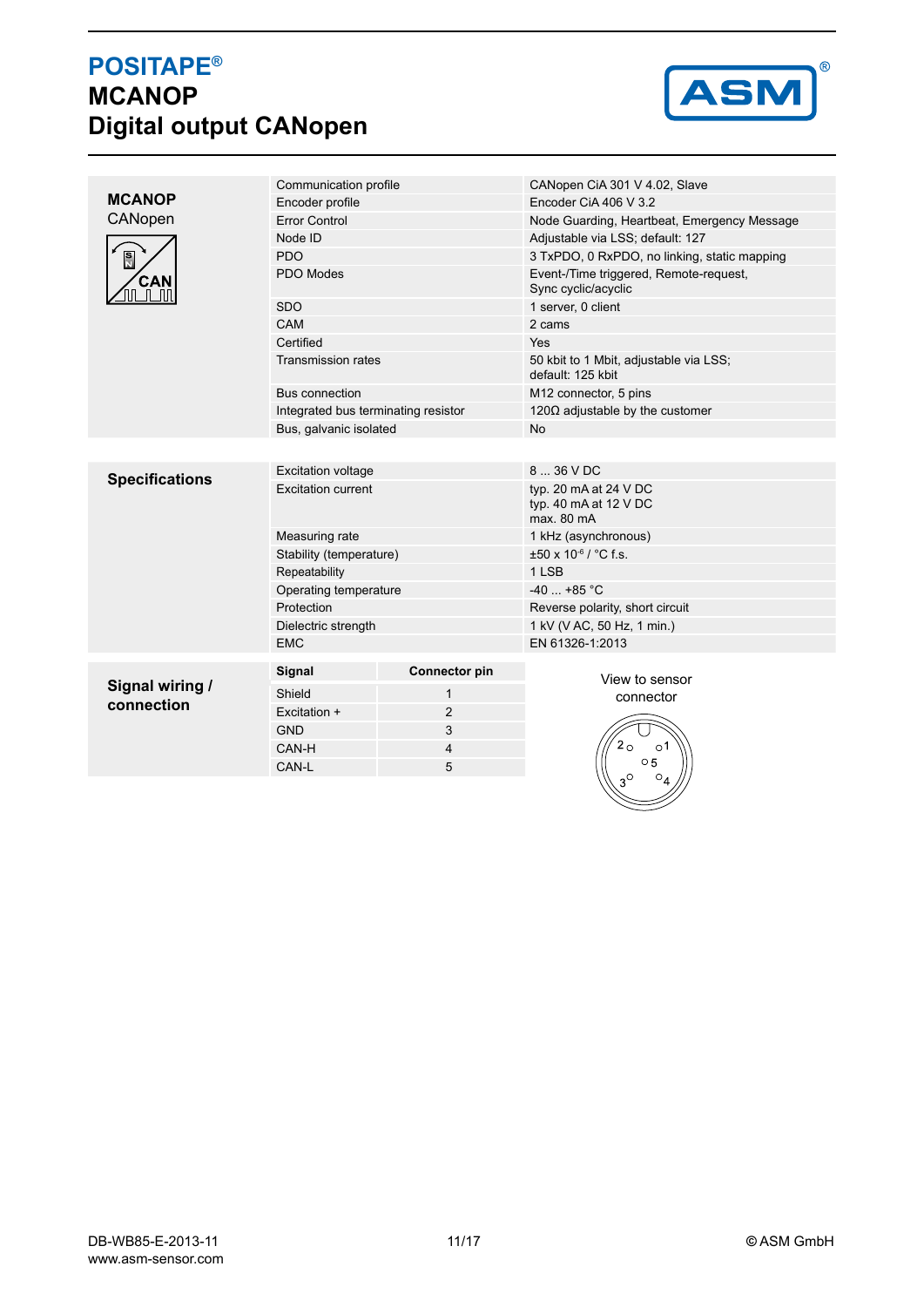# POSITAPE®
# MCANOP
# Digital output CANopen

## MCANOP
CANopen

| | |
|---|---|
| Communication profile | CANopen CiA 301 V 4.02, Slave |
| Encoder profile | Encoder CiA 406 V 3.2 |
| Error Control | Node Guarding, Heartbeat, Emergency Message |
| Node ID | Adjustable via LSS; default: 127 |
| PDO | 3 TxPDO, 0 RxPDO, no linking, static mapping |
| PDO Modes | Event-/Time triggered, Remote-request, Sync cyclic/acyclic |
| SDO | 1 server, 0 client |
| CAM | 2 cams |
| Certified | Yes |
| Transmission rates | 50 kbit to 1 Mbit, adjustable via LSS; default: 125 kbit |
| Bus connection | M12 connector, 5 pins |
| Integrated bus terminating resistor | 120Ω adjustable by the customer |
| Bus, galvanic isolated | No |

## Specifications

| | |
|---|---|
| Excitation voltage | 8 ... 36 V DC |
| Excitation current | typ. 20 mA at 24 V DC<br>typ. 40 mA at 12 V DC<br>max. 80 mA |
| Measuring rate | 1 kHz (asynchronous) |
| Stability (temperature) | ±50 x $10^{-6}$ / °C f.s. |
| Repeatability | 1 LSB |
| Operating temperature | -40 ... +85 °C |
| Protection | Reverse polarity, short circuit |
| Dielectric strength | 1 kV (V AC, 50 Hz, 1 min.) |
| EMC | EN 61326-1:2013 |

## Signal wiring / connection

| Signal | Connector pin |
|---|---|
| Shield | 1 |
| Excitation + | 2 |
| GND | 3 |
| CAN-H | 4 |
| CAN-L | 5 |

View to sensor connector

DB-WB85-E-2013-11
www.asm-sensor.com

© ASM GmbH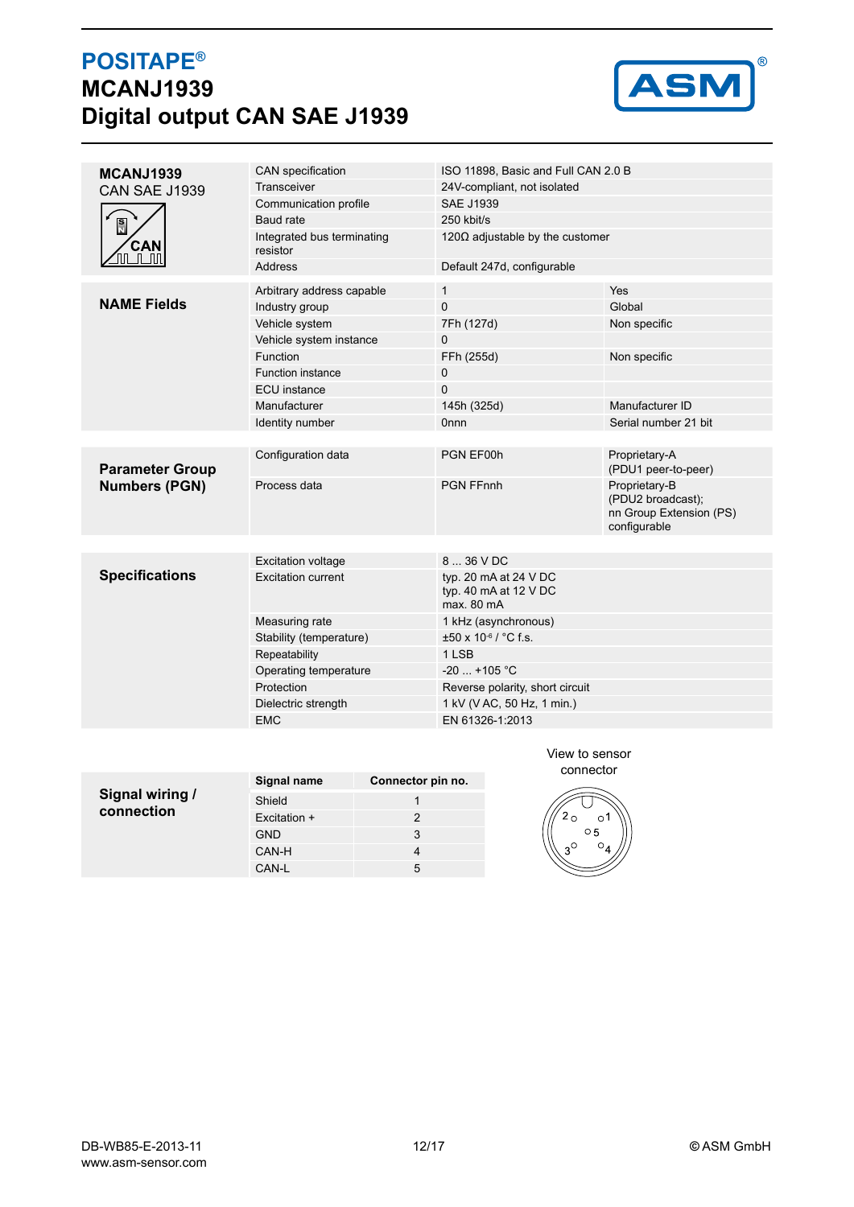# POSITAPE®

# MCANJ1939

# Digital output CAN SAE J1939

| **MCANJ1939** CAN SAE J1939 | | |
|---|---|---|
| CAN specification | ISO 11898, Basic and Full CAN 2.0 B | |
| Transceiver | 24V-compliant, not isolated | |
| Communication profile | SAE J1939 | |
| Baud rate | 250 kbit/s | |
| Integrated bus terminating resistor | 120Ω adjustable by the customer | |
| Address | Default 247d, configurable | |

| **NAME Fields** | | |
|---|---|---|
| Arbitrary address capable | 1 | Yes |
| Industry group | 0 | Global |
| Vehicle system | 7Fh (127d) | Non specific |
| Vehicle system instance | 0 | |
| Function | FFh (255d) | Non specific |
| Function instance | 0 | |
| ECU instance | 0 | |
| Manufacturer | 145h (325d) | Manufacturer ID |
| Identity number | 0nnn | Serial number 21 bit |

| **Parameter Group Numbers (PGN)** | | |
|---|---|---|
| Configuration data | PGN EF00h | Proprietary-A (PDU1 peer-to-peer) |
| Process data | PGN FFnnh | Proprietary-B (PDU2 broadcast); nn Group Extension (PS) configurable |

| **Specifications** | |
|---|---|
| Excitation voltage | 8 ... 36 V DC |
| Excitation current | typ. 20 mA at 24 V DC<br>typ. 40 mA at 12 V DC<br>max. 80 mA |
| Measuring rate | 1 kHz (asynchronous) |
| Stability (temperature) | ±50 x $10^{-6}$ / °C f.s. |
| Repeatability | 1 LSB |
| Operating temperature | -20 ... +105 °C |
| Protection | Reverse polarity, short circuit |
| Dielectric strength | 1 kV (V AC, 50 Hz, 1 min.) |
| EMC | EN 61326-1:2013 |

**Signal wiring / connection**

| Signal name | Connector pin no. |
|---|---|
| Shield | 1 |
| Excitation + | 2 |
| GND | 3 |
| CAN-H | 4 |
| CAN-L | 5 |

View to sensor connector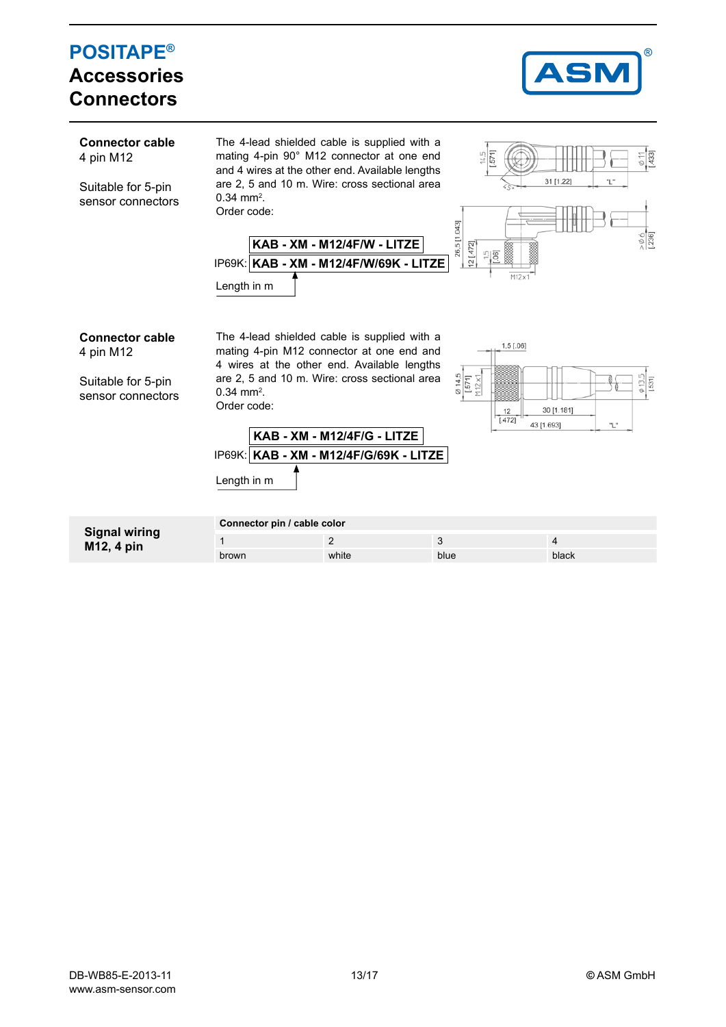# POSITAPE®
## Accessories
## Connectors

**Connector cable**
4 pin M12

Suitable for 5-pin sensor connectors

The 4-lead shielded cable is supplied with a mating 4-pin 90° M12 connector at one end and 4 wires at the other end. Available lengths are 2, 5 and 10 m. Wire: cross sectional area 0.34 mm².
Order code:

**KAB - XM - M12/4F/W - LITZE**

IP69K: **KAB - XM - M12/4F/W/69K - LITZE**

Length in m

**Connector cable**
4 pin M12

Suitable for 5-pin sensor connectors

The 4-lead shielded cable is supplied with a mating 4-pin M12 connector at one end and 4 wires at the other end. Available lengths are 2, 5 and 10 m. Wire: cross sectional area 0.34 mm².
Order code:

**KAB - XM - M12/4F/G - LITZE**

IP69K: **KAB - XM - M12/4F/G/69K - LITZE**

Length in m

**Signal wiring M12, 4 pin**

| Connector pin / cable color | | | |
|---|---|---|---|
| 1 | 2 | 3 | 4 |
| brown | white | blue | black |

DB-WB85-E-2013-11
www.asm-sensor.com

© ASM GmbH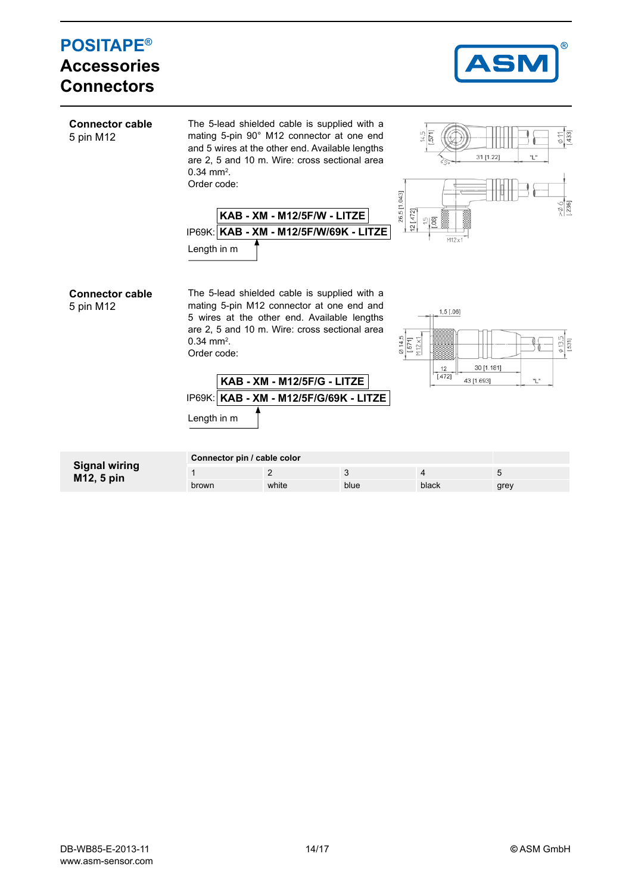# POSITAPE®
## Accessories
## Connectors

**Connector cable**
5 pin M12

The 5-lead shielded cable is supplied with a mating 5-pin 90° M12 connector at one end and 5 wires at the other end. Available lengths are 2, 5 and 10 m. Wire: cross sectional area 0.34 mm².
Order code:

**KAB - XM - M12/5F/W - LITZE**

IP69K: **KAB - XM - M12/5F/W/69K - LITZE**

Length in m

**Connector cable**
5 pin M12

The 5-lead shielded cable is supplied with a mating 5-pin M12 connector at one end and 5 wires at the other end. Available lengths are 2, 5 and 10 m. Wire: cross sectional area 0.34 mm².
Order code:

**KAB - XM - M12/5F/G - LITZE**

IP69K: **KAB - XM - M12/5F/G/69K - LITZE**

Length in m

**Signal wiring M12, 5 pin**

| Connector pin / cable color | | | | |
|---|---|---|---|---|
| 1 | 2 | 3 | 4 | 5 |
| brown | white | blue | black | grey |

DB-WB85-E-2013-11
www.asm-sensor.com

© ASM GmbH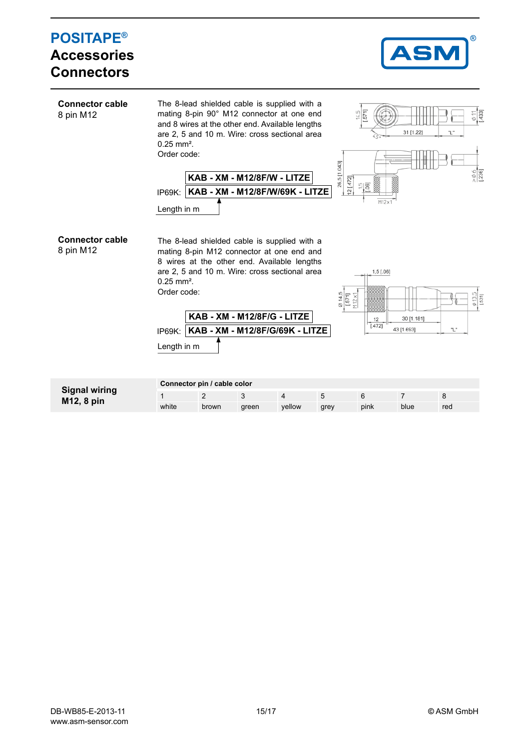# POSITAPE®
## Accessories
## Connectors

**Connector cable**
8 pin M12

The 8-lead shielded cable is supplied with a mating 8-pin 90° M12 connector at one end and 8 wires at the other end. Available lengths are 2, 5 and 10 m. Wire: cross sectional area 0.25 mm².

Order code:

**KAB - XM - M12/8F/W - LITZE**

IP69K: **KAB - XM - M12/8F/W/69K - LITZE**

Length in m

**Connector cable**
8 pin M12

The 8-lead shielded cable is supplied with a mating 8-pin M12 connector at one end and 8 wires at the other end. Available lengths are 2, 5 and 10 m. Wire: cross sectional area 0.25 mm².

Order code:

**KAB - XM - M12/8F/G - LITZE**

IP69K: **KAB - XM - M12/8F/G/69K - LITZE**

Length in m

**Signal wiring**
**M12, 8 pin**

| Connector pin / cable color | | | | | | | |
|---|---|---|---|---|---|---|---|
| 1 | 2 | 3 | 4 | 5 | 6 | 7 | 8 |
| white | brown | green | yellow | grey | pink | blue | red |

DB-WB85-E-2013-11
www.asm-sensor.com

© ASM GmbH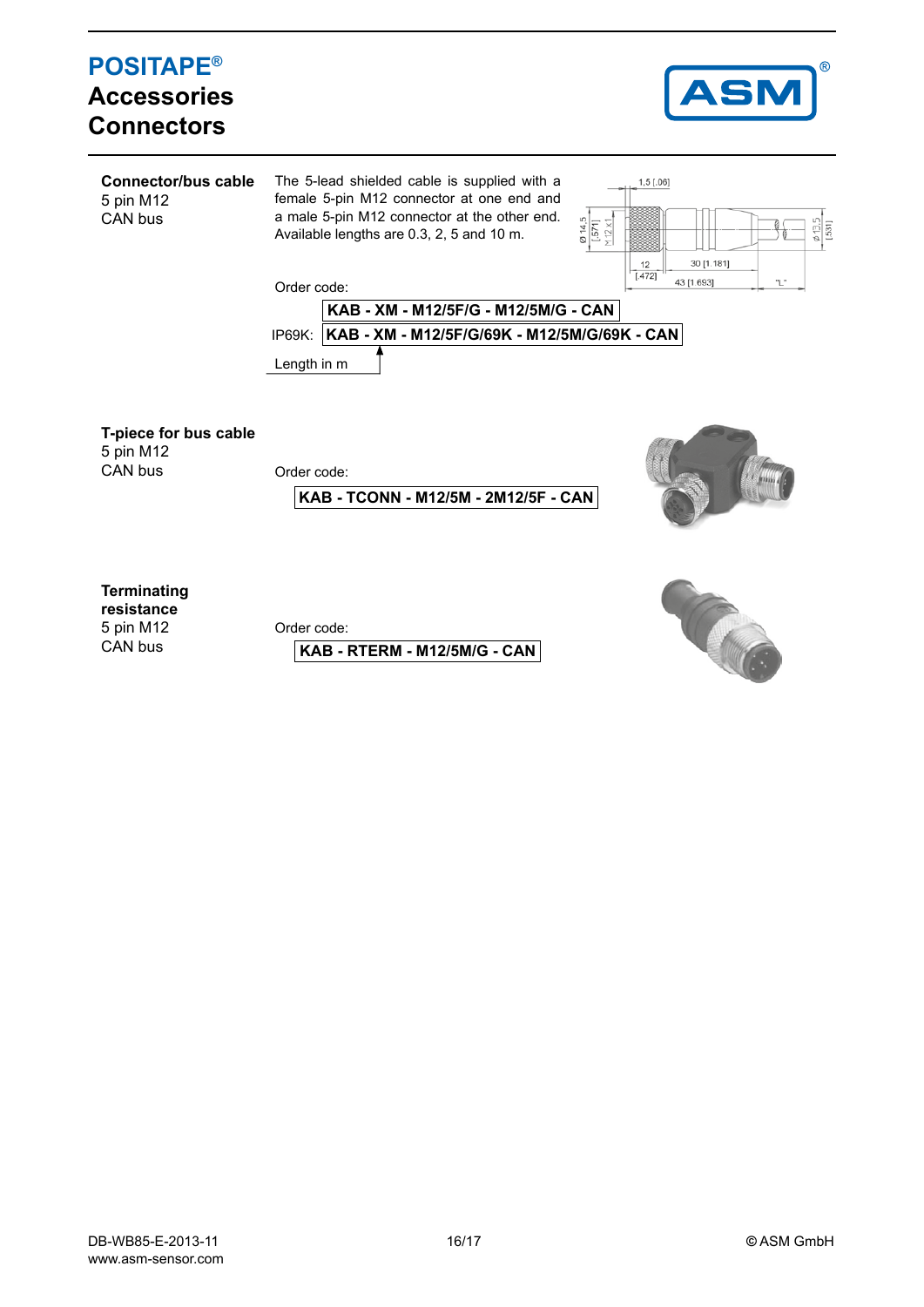# POSITAPE®
## Accessories
## Connectors

**Connector/bus cable**
5 pin M12
CAN bus

The 5-lead shielded cable is supplied with a female 5-pin M12 connector at one end and a male 5-pin M12 connector at the other end. Available lengths are 0.3, 2, 5 and 10 m.

Order code:

**KAB - XM - M12/5F/G - M12/5M/G - CAN**

IP69K: **KAB - XM - M12/5F/G/69K - M12/5M/G/69K - CAN**

Length in m

**T-piece for bus cable**
5 pin M12
CAN bus

Order code:

**KAB - TCONN - M12/5M - 2M12/5F - CAN**

**Terminating resistance**
5 pin M12
CAN bus

Order code:

**KAB - RTERM - M12/5M/G - CAN**

DB-WB85-E-2013-11
www.asm-sensor.com

© ASM GmbH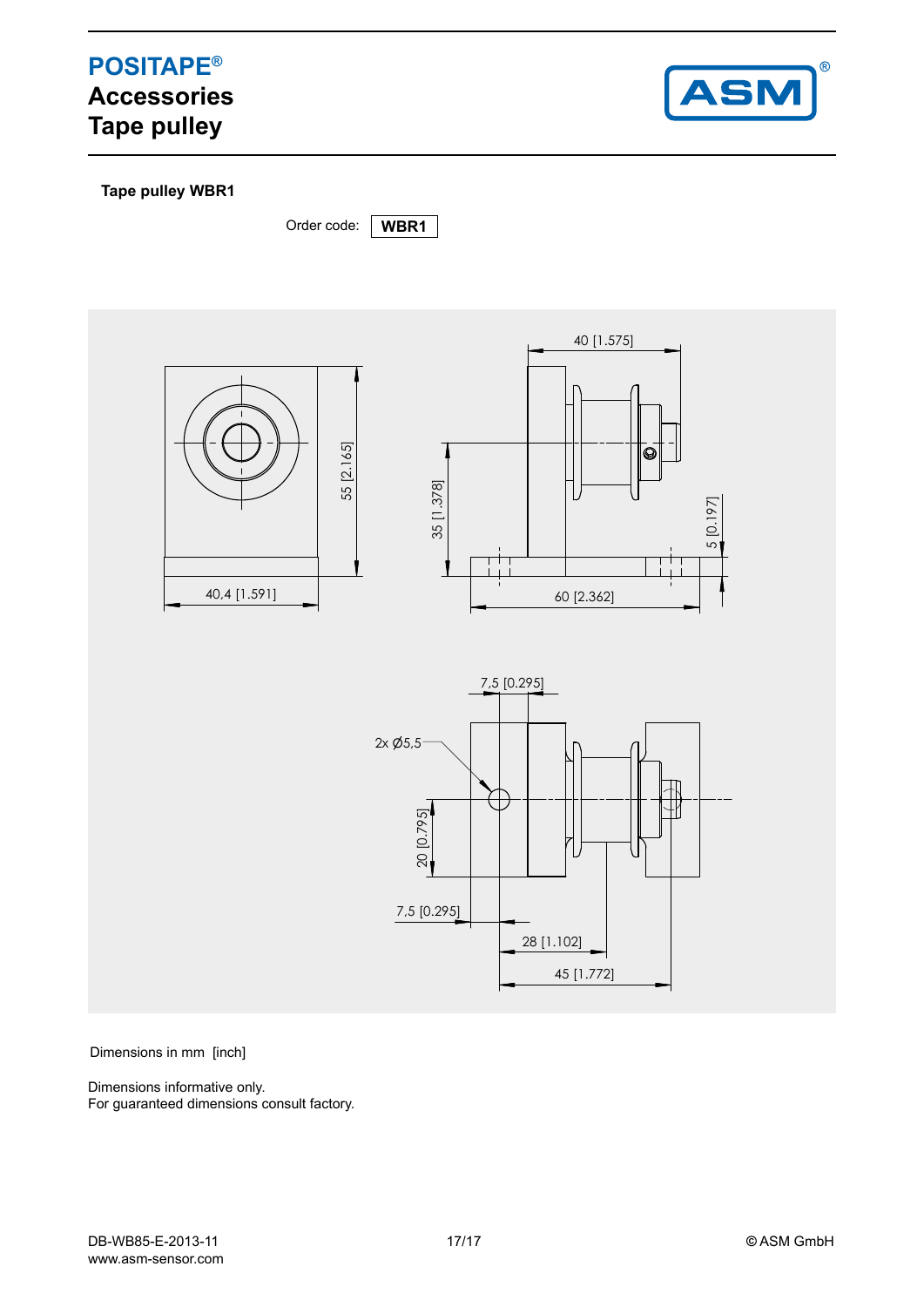# POSITAPE®
## Accessories
## Tape pulley

**Tape pulley WBR1**

Order code: **WBR1**

40 [1.575]

55 [2.165]

35 [1.378]

5 [0.197]

40,4 [1.591]

60 [2.362]

7,5 [0.295]

2x Ø5,5

20 [0.795]

7,5 [0.295]

28 [1.102]

45 [1.772]

Dimensions in mm [inch]

Dimensions informative only.
For guaranteed dimensions consult factory.

DB-WB85-E-2013-11
www.asm-sensor.com

© ASM GmbH